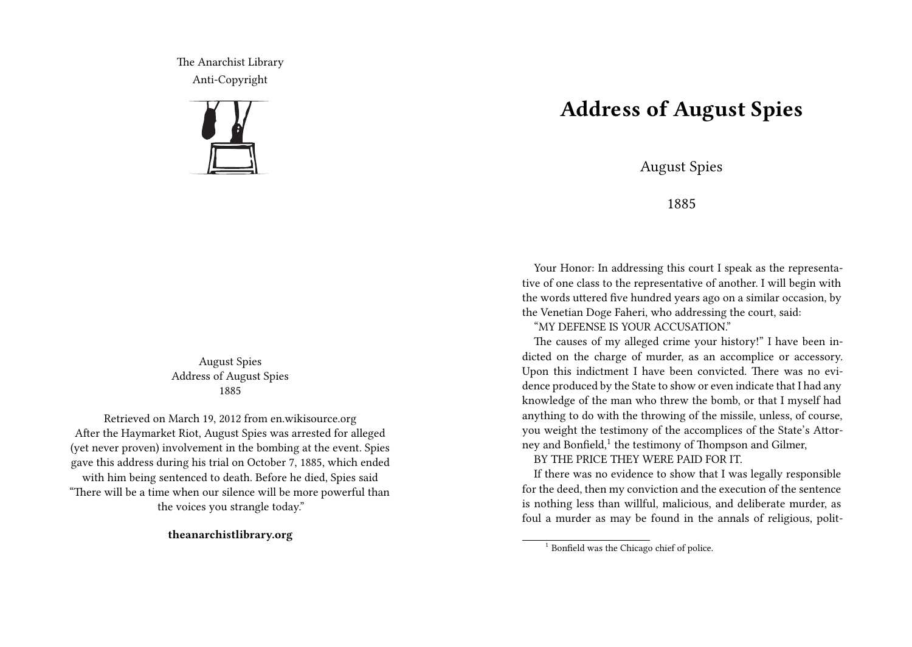The Anarchist Library
Anti-Copyright

August Spies
Address of August Spies
1885

Retrieved on March 19, 2012 from en.wikisource.org
After the Haymarket Riot, August Spies was arrested for alleged (yet never proven) involvement in the bombing at the event. Spies gave this address during his trial on October 7, 1885, which ended with him being sentenced to death. Before he died, Spies said "There will be a time when our silence will be more powerful than the voices you strangle today."

**theanarchistlibrary.org**

# Address of August Spies

August Spies

1885

Your Honor: In addressing this court I speak as the representative of one class to the representative of another. I will begin with the words uttered five hundred years ago on a similar occasion, by the Venetian Doge Faheri, who addressing the court, said:

"MY DEFENSE IS YOUR ACCUSATION."

The causes of my alleged crime your history!" I have been indicted on the charge of murder, as an accomplice or accessory. Upon this indictment I have been convicted. There was no evidence produced by the State to show or even indicate that I had any knowledge of the man who threw the bomb, or that I myself had anything to do with the throwing of the missile, unless, of course, you weight the testimony of the accomplices of the State's Attorney and Bonfield,[1] the testimony of Thompson and Gilmer,

BY THE PRICE THEY WERE PAID FOR IT.

If there was no evidence to show that I was legally responsible for the deed, then my conviction and the execution of the sentence is nothing less than willful, malicious, and deliberate murder, as foul a murder as may be found in the annals of religious, polit-

[1] Bonfield was the Chicago chief of police.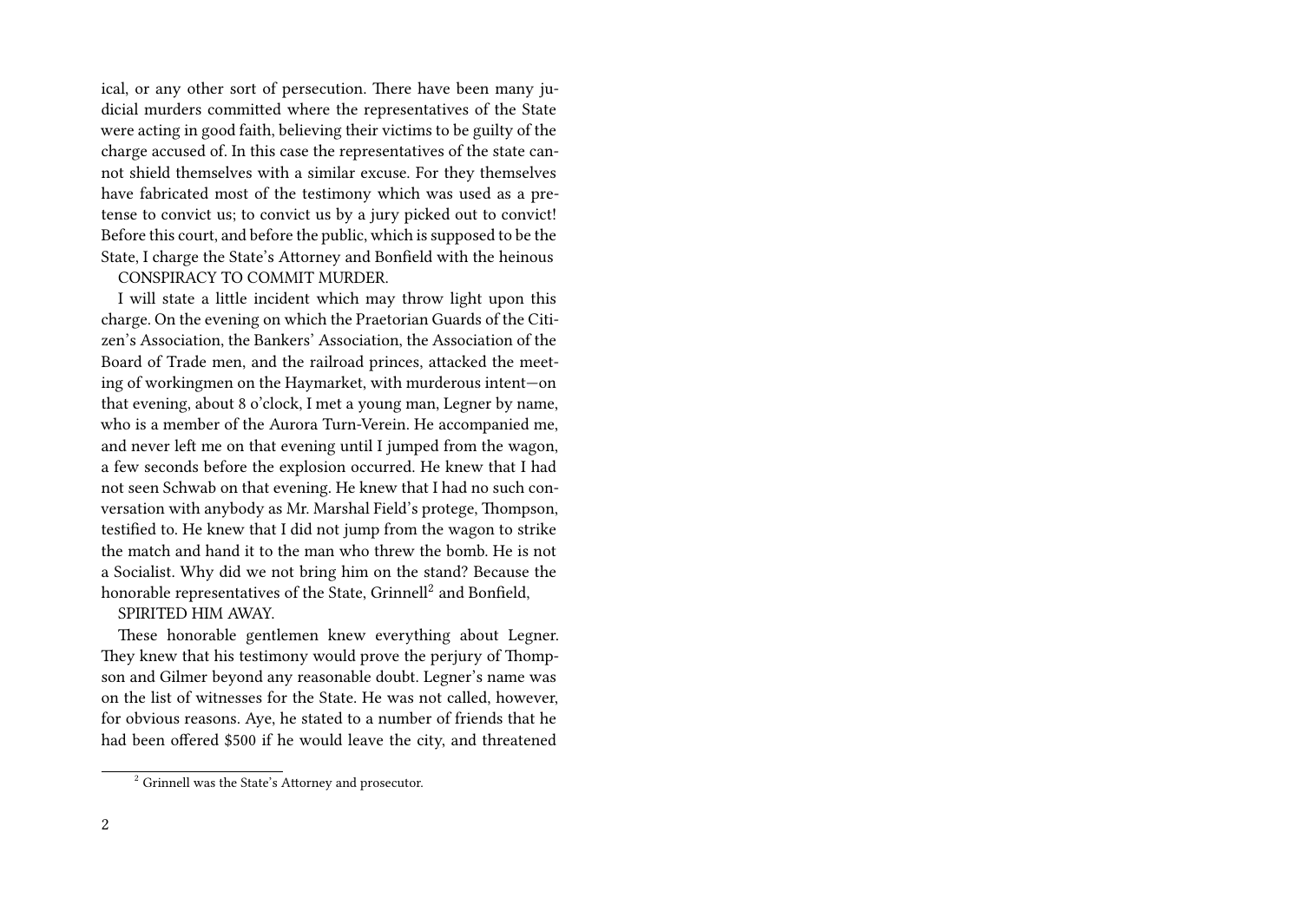ical, or any other sort of persecution. There have been many judicial murders committed where the representatives of the State were acting in good faith, believing their victims to be guilty of the charge accused of. In this case the representatives of the state cannot shield themselves with a similar excuse. For they themselves have fabricated most of the testimony which was used as a pretense to convict us; to convict us by a jury picked out to convict! Before this court, and before the public, which is supposed to be the State, I charge the State's Attorney and Bonfield with the heinous

CONSPIRACY TO COMMIT MURDER.

I will state a little incident which may throw light upon this charge. On the evening on which the Praetorian Guards of the Citizen's Association, the Bankers' Association, the Association of the Board of Trade men, and the railroad princes, attacked the meeting of workingmen on the Haymarket, with murderous intent—on that evening, about 8 o'clock, I met a young man, Legner by name, who is a member of the Aurora Turn-Verein. He accompanied me, and never left me on that evening until I jumped from the wagon, a few seconds before the explosion occurred. He knew that I had not seen Schwab on that evening. He knew that I had no such conversation with anybody as Mr. Marshal Field's protege, Thompson, testified to. He knew that I did not jump from the wagon to strike the match and hand it to the man who threw the bomb. He is not a Socialist. Why did we not bring him on the stand? Because the honorable representatives of the State, Grinnell[2] and Bonfield,

SPIRITED HIM AWAY.

These honorable gentlemen knew everything about Legner. They knew that his testimony would prove the perjury of Thompson and Gilmer beyond any reasonable doubt. Legner's name was on the list of witnesses for the State. He was not called, however, for obvious reasons. Aye, he stated to a number of friends that he had been offered $500 if he would leave the city, and threatened

[2] Grinnell was the State's Attorney and prosecutor.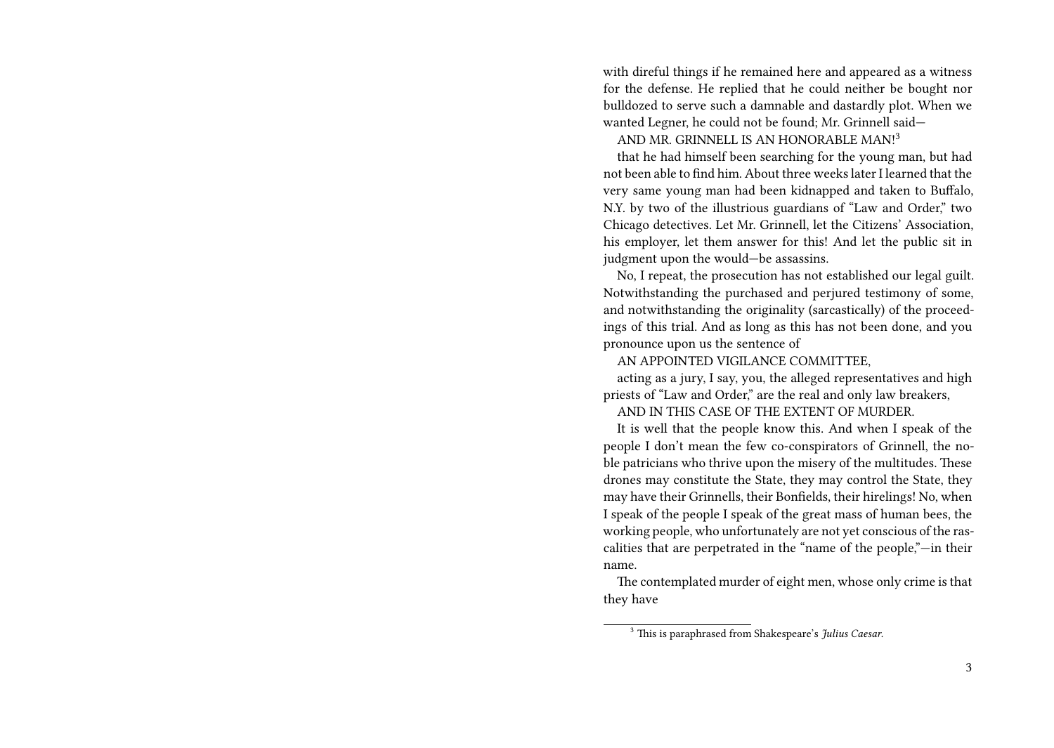with direful things if he remained here and appeared as a witness for the defense. He replied that he could neither be bought nor bulldozed to serve such a damnable and dastardly plot. When we wanted Legner, he could not be found; Mr. Grinnell said—

AND MR. GRINNELL IS AN HONORABLE MAN![3]

that he had himself been searching for the young man, but had not been able to find him. About three weeks later I learned that the very same young man had been kidnapped and taken to Buffalo, N.Y. by two of the illustrious guardians of "Law and Order," two Chicago detectives. Let Mr. Grinnell, let the Citizens' Association, his employer, let them answer for this! And let the public sit in judgment upon the would—be assassins.

No, I repeat, the prosecution has not established our legal guilt. Notwithstanding the purchased and perjured testimony of some, and notwithstanding the originality (sarcastically) of the proceedings of this trial. And as long as this has not been done, and you pronounce upon us the sentence of

AN APPOINTED VIGILANCE COMMITTEE,

acting as a jury, I say, you, the alleged representatives and high priests of "Law and Order," are the real and only law breakers,

AND IN THIS CASE OF THE EXTENT OF MURDER.

It is well that the people know this. And when I speak of the people I don't mean the few co-conspirators of Grinnell, the noble patricians who thrive upon the misery of the multitudes. These drones may constitute the State, they may control the State, they may have their Grinnells, their Bonfields, their hirelings! No, when I speak of the people I speak of the great mass of human bees, the working people, who unfortunately are not yet conscious of the rascalities that are perpetrated in the "name of the people,"—in their name.

The contemplated murder of eight men, whose only crime is that they have

[3] This is paraphrased from Shakespeare's *Julius Caesar*.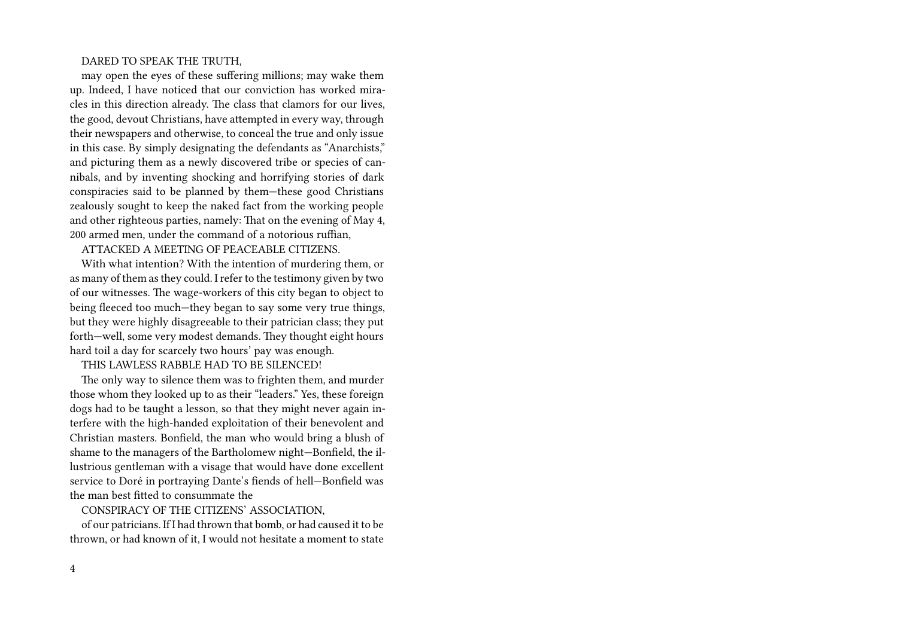DARED TO SPEAK THE TRUTH,

may open the eyes of these suffering millions; may wake them up. Indeed, I have noticed that our conviction has worked miracles in this direction already. The class that clamors for our lives, the good, devout Christians, have attempted in every way, through their newspapers and otherwise, to conceal the true and only issue in this case. By simply designating the defendants as "Anarchists," and picturing them as a newly discovered tribe or species of cannibals, and by inventing shocking and horrifying stories of dark conspiracies said to be planned by them—these good Christians zealously sought to keep the naked fact from the working people and other righteous parties, namely: That on the evening of May 4, 200 armed men, under the command of a notorious ruffian,

ATTACKED A MEETING OF PEACEABLE CITIZENS.

With what intention? With the intention of murdering them, or as many of them as they could. I refer to the testimony given by two of our witnesses. The wage-workers of this city began to object to being fleeced too much—they began to say some very true things, but they were highly disagreeable to their patrician class; they put forth—well, some very modest demands. They thought eight hours hard toil a day for scarcely two hours' pay was enough.

THIS LAWLESS RABBLE HAD TO BE SILENCED!

The only way to silence them was to frighten them, and murder those whom they looked up to as their "leaders." Yes, these foreign dogs had to be taught a lesson, so that they might never again interfere with the high-handed exploitation of their benevolent and Christian masters. Bonfield, the man who would bring a blush of shame to the managers of the Bartholomew night—Bonfield, the illustrious gentleman with a visage that would have done excellent service to Doré in portraying Dante's fiends of hell—Bonfield was the man best fitted to consummate the

CONSPIRACY OF THE CITIZENS' ASSOCIATION,

of our patricians. If I had thrown that bomb, or had caused it to be thrown, or had known of it, I would not hesitate a moment to state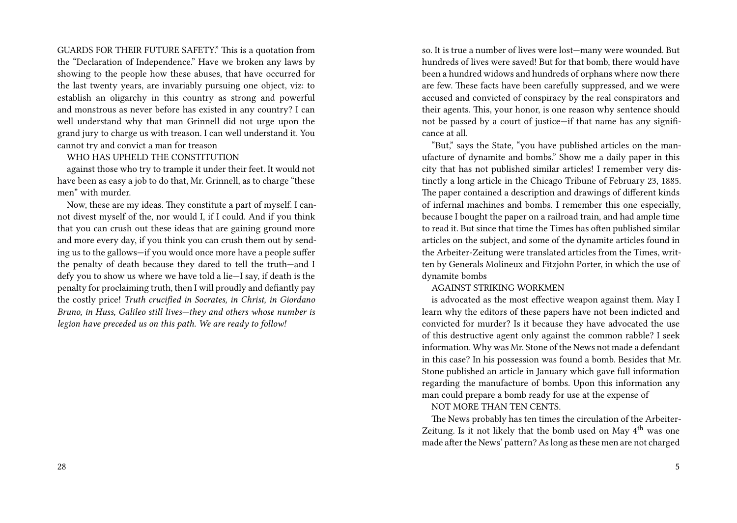GUARDS FOR THEIR FUTURE SAFETY." This is a quotation from the "Declaration of Independence." Have we broken any laws by showing to the people how these abuses, that have occurred for the last twenty years, are invariably pursuing one object, viz: to establish an oligarchy in this country as strong and powerful and monstrous as never before has existed in any country? I can well understand why that man Grinnell did not urge upon the grand jury to charge us with treason. I can well understand it. You cannot try and convict a man for treason

WHO HAS UPHELD THE CONSTITUTION

against those who try to trample it under their feet. It would not have been as easy a job to do that, Mr. Grinnell, as to charge "these men" with murder.

Now, these are my ideas. They constitute a part of myself. I cannot divest myself of the, nor would I, if I could. And if you think that you can crush out these ideas that are gaining ground more and more every day, if you think you can crush them out by sending us to the gallows—if you would once more have a people suffer the penalty of death because they dared to tell the truth—and I defy you to show us where we have told a lie—I say, if death is the penalty for proclaiming truth, then I will proudly and defiantly pay the costly price! *Truth crucified in Socrates, in Christ, in Giordano Bruno, in Huss, Galileo still lives—they and others whose number is legion have preceded us on this path. We are ready to follow!*

so. It is true a number of lives were lost—many were wounded. But hundreds of lives were saved! But for that bomb, there would have been a hundred widows and hundreds of orphans where now there are few. These facts have been carefully suppressed, and we were accused and convicted of conspiracy by the real conspirators and their agents. This, your honor, is one reason why sentence should not be passed by a court of justice—if that name has any significance at all.

"But," says the State, "you have published articles on the manufacture of dynamite and bombs." Show me a daily paper in this city that has not published similar articles! I remember very distinctly a long article in the Chicago Tribune of February 23, 1885. The paper contained a description and drawings of different kinds of infernal machines and bombs. I remember this one especially, because I bought the paper on a railroad train, and had ample time to read it. But since that time the Times has often published similar articles on the subject, and some of the dynamite articles found in the Arbeiter-Zeitung were translated articles from the Times, written by Generals Molineux and Fitzjohn Porter, in which the use of dynamite bombs

AGAINST STRIKING WORKMEN

is advocated as the most effective weapon against them. May I learn why the editors of these papers have not been indicted and convicted for murder? Is it because they have advocated the use of this destructive agent only against the common rabble? I seek information. Why was Mr. Stone of the News not made a defendant in this case? In his possession was found a bomb. Besides that Mr. Stone published an article in January which gave full information regarding the manufacture of bombs. Upon this information any man could prepare a bomb ready for use at the expense of

NOT MORE THAN TEN CENTS.

The News probably has ten times the circulation of the Arbeiter-Zeitung. Is it not likely that the bomb used on May 4th was one made after the News' pattern? As long as these men are not charged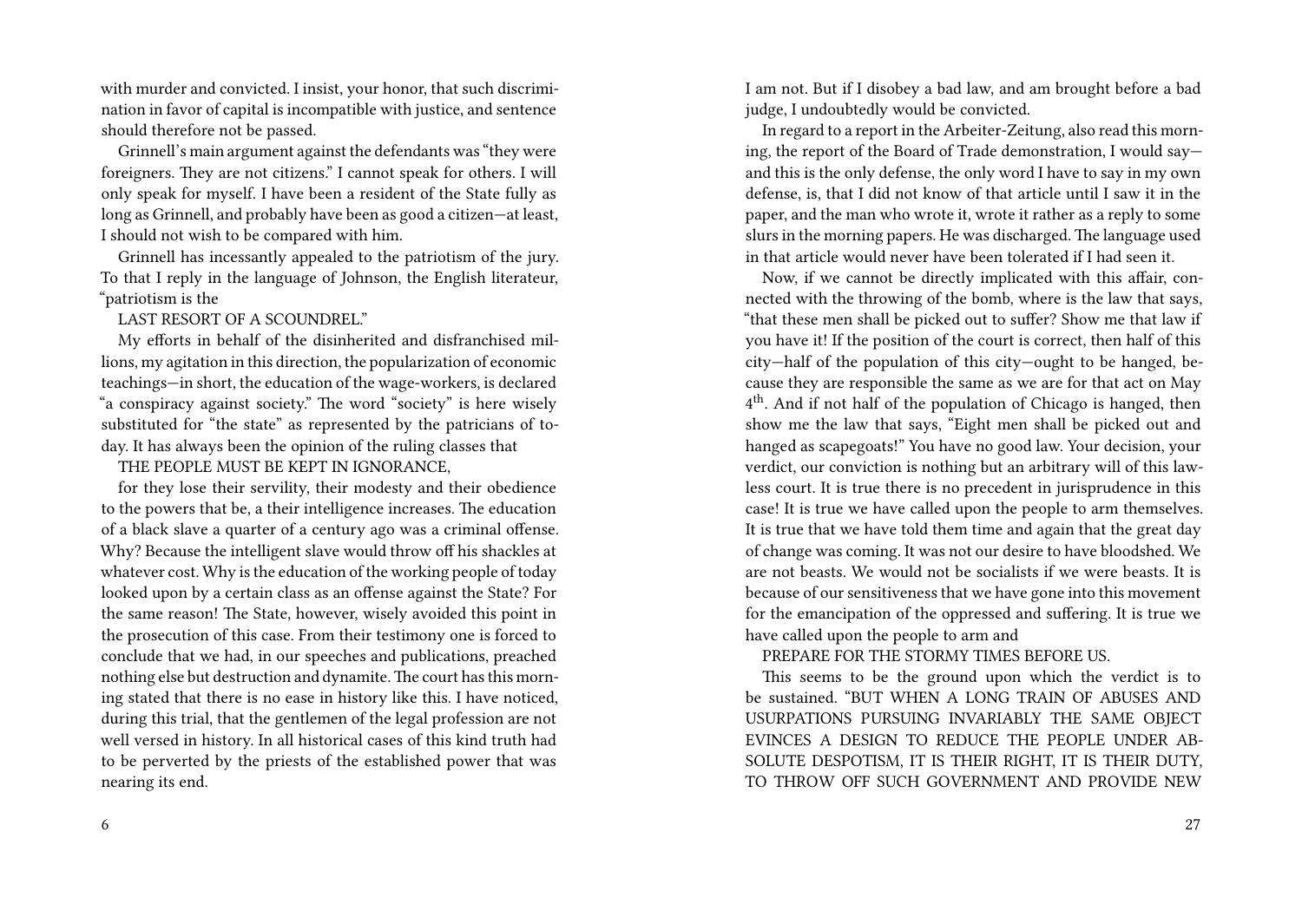with murder and convicted. I insist, your honor, that such discrimination in favor of capital is incompatible with justice, and sentence should therefore not be passed.

Grinnell's main argument against the defendants was "they were foreigners. They are not citizens." I cannot speak for others. I will only speak for myself. I have been a resident of the State fully as long as Grinnell, and probably have been as good a citizen—at least, I should not wish to be compared with him.

Grinnell has incessantly appealed to the patriotism of the jury. To that I reply in the language of Johnson, the English literateur, "patriotism is the

LAST RESORT OF A SCOUNDREL."

My efforts in behalf of the disinherited and disfranchised millions, my agitation in this direction, the popularization of economic teachings—in short, the education of the wage-workers, is declared "a conspiracy against society." The word "society" is here wisely substituted for "the state" as represented by the patricians of today. It has always been the opinion of the ruling classes that

THE PEOPLE MUST BE KEPT IN IGNORANCE,

for they lose their servility, their modesty and their obedience to the powers that be, a their intelligence increases. The education of a black slave a quarter of a century ago was a criminal offense. Why? Because the intelligent slave would throw off his shackles at whatever cost. Why is the education of the working people of today looked upon by a certain class as an offense against the State? For the same reason! The State, however, wisely avoided this point in the prosecution of this case. From their testimony one is forced to conclude that we had, in our speeches and publications, preached nothing else but destruction and dynamite. The court has this morning stated that there is no ease in history like this. I have noticed, during this trial, that the gentlemen of the legal profession are not well versed in history. In all historical cases of this kind truth had to be perverted by the priests of the established power that was nearing its end.

I am not. But if I disobey a bad law, and am brought before a bad judge, I undoubtedly would be convicted.

In regard to a report in the Arbeiter-Zeitung, also read this morning, the report of the Board of Trade demonstration, I would say—and this is the only defense, the only word I have to say in my own defense, is, that I did not know of that article until I saw it in the paper, and the man who wrote it, wrote it rather as a reply to some slurs in the morning papers. He was discharged. The language used in that article would never have been tolerated if I had seen it.

Now, if we cannot be directly implicated with this affair, connected with the throwing of the bomb, where is the law that says, "that these men shall be picked out to suffer? Show me that law if you have it! If the position of the court is correct, then half of this city—half of the population of this city—ought to be hanged, because they are responsible the same as we are for that act on May 4th. And if not half of the population of Chicago is hanged, then show me the law that says, "Eight men shall be picked out and hanged as scapegoats!" You have no good law. Your decision, your verdict, our conviction is nothing but an arbitrary will of this lawless court. It is true there is no precedent in jurisprudence in this case! It is true we have called upon the people to arm themselves. It is true that we have told them time and again that the great day of change was coming. It was not our desire to have bloodshed. We are not beasts. We would not be socialists if we were beasts. It is because of our sensitiveness that we have gone into this movement for the emancipation of the oppressed and suffering. It is true we have called upon the people to arm and

PREPARE FOR THE STORMY TIMES BEFORE US.

This seems to be the ground upon which the verdict is to be sustained. "BUT WHEN A LONG TRAIN OF ABUSES AND USURPATIONS PURSUING INVARIABLY THE SAME OBJECT EVINCES A DESIGN TO REDUCE THE PEOPLE UNDER ABSOLUTE DESPOTISM, IT IS THEIR RIGHT, IT IS THEIR DUTY, TO THROW OFF SUCH GOVERNMENT AND PROVIDE NEW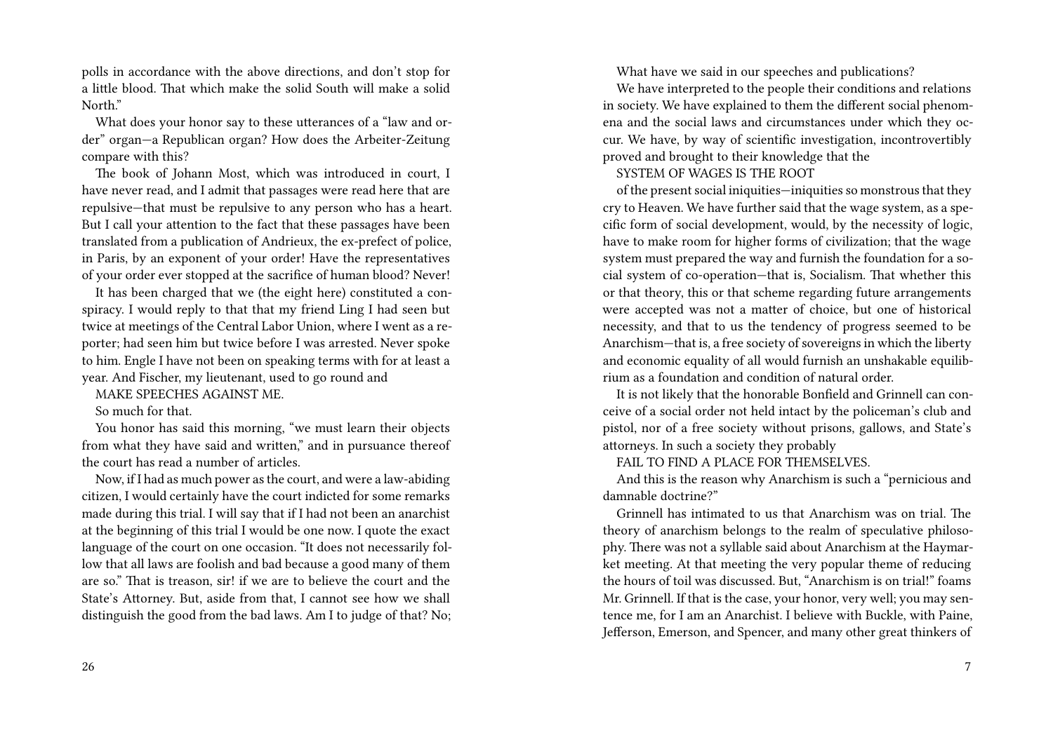polls in accordance with the above directions, and don't stop for a little blood. That which make the solid South will make a solid North."

What does your honor say to these utterances of a "law and order" organ—a Republican organ? How does the Arbeiter-Zeitung compare with this?

The book of Johann Most, which was introduced in court, I have never read, and I admit that passages were read here that are repulsive—that must be repulsive to any person who has a heart. But I call your attention to the fact that these passages have been translated from a publication of Andrieux, the ex-prefect of police, in Paris, by an exponent of your order! Have the representatives of your order ever stopped at the sacrifice of human blood? Never!

It has been charged that we (the eight here) constituted a conspiracy. I would reply to that that my friend Ling I had seen but twice at meetings of the Central Labor Union, where I went as a reporter; had seen him but twice before I was arrested. Never spoke to him. Engle I have not been on speaking terms with for at least a year. And Fischer, my lieutenant, used to go round and

MAKE SPEECHES AGAINST ME.

So much for that.

You honor has said this morning, "we must learn their objects from what they have said and written," and in pursuance thereof the court has read a number of articles.

Now, if I had as much power as the court, and were a law-abiding citizen, I would certainly have the court indicted for some remarks made during this trial. I will say that if I had not been an anarchist at the beginning of this trial I would be one now. I quote the exact language of the court on one occasion. "It does not necessarily follow that all laws are foolish and bad because a good many of them are so." That is treason, sir! if we are to believe the court and the State's Attorney. But, aside from that, I cannot see how we shall distinguish the good from the bad laws. Am I to judge of that? No;

What have we said in our speeches and publications?

We have interpreted to the people their conditions and relations in society. We have explained to them the different social phenomena and the social laws and circumstances under which they occur. We have, by way of scientific investigation, incontrovertibly proved and brought to their knowledge that the

SYSTEM OF WAGES IS THE ROOT

of the present social iniquities—iniquities so monstrous that they cry to Heaven. We have further said that the wage system, as a specific form of social development, would, by the necessity of logic, have to make room for higher forms of civilization; that the wage system must prepared the way and furnish the foundation for a social system of co-operation—that is, Socialism. That whether this or that theory, this or that scheme regarding future arrangements were accepted was not a matter of choice, but one of historical necessity, and that to us the tendency of progress seemed to be Anarchism—that is, a free society of sovereigns in which the liberty and economic equality of all would furnish an unshakable equilibrium as a foundation and condition of natural order.

It is not likely that the honorable Bonfield and Grinnell can conceive of a social order not held intact by the policeman's club and pistol, nor of a free society without prisons, gallows, and State's attorneys. In such a society they probably

FAIL TO FIND A PLACE FOR THEMSELVES.

And this is the reason why Anarchism is such a "pernicious and damnable doctrine?"

Grinnell has intimated to us that Anarchism was on trial. The theory of anarchism belongs to the realm of speculative philosophy. There was not a syllable said about Anarchism at the Haymarket meeting. At that meeting the very popular theme of reducing the hours of toil was discussed. But, "Anarchism is on trial!" foams Mr. Grinnell. If that is the case, your honor, very well; you may sentence me, for I am an Anarchist. I believe with Buckle, with Paine, Jefferson, Emerson, and Spencer, and many other great thinkers of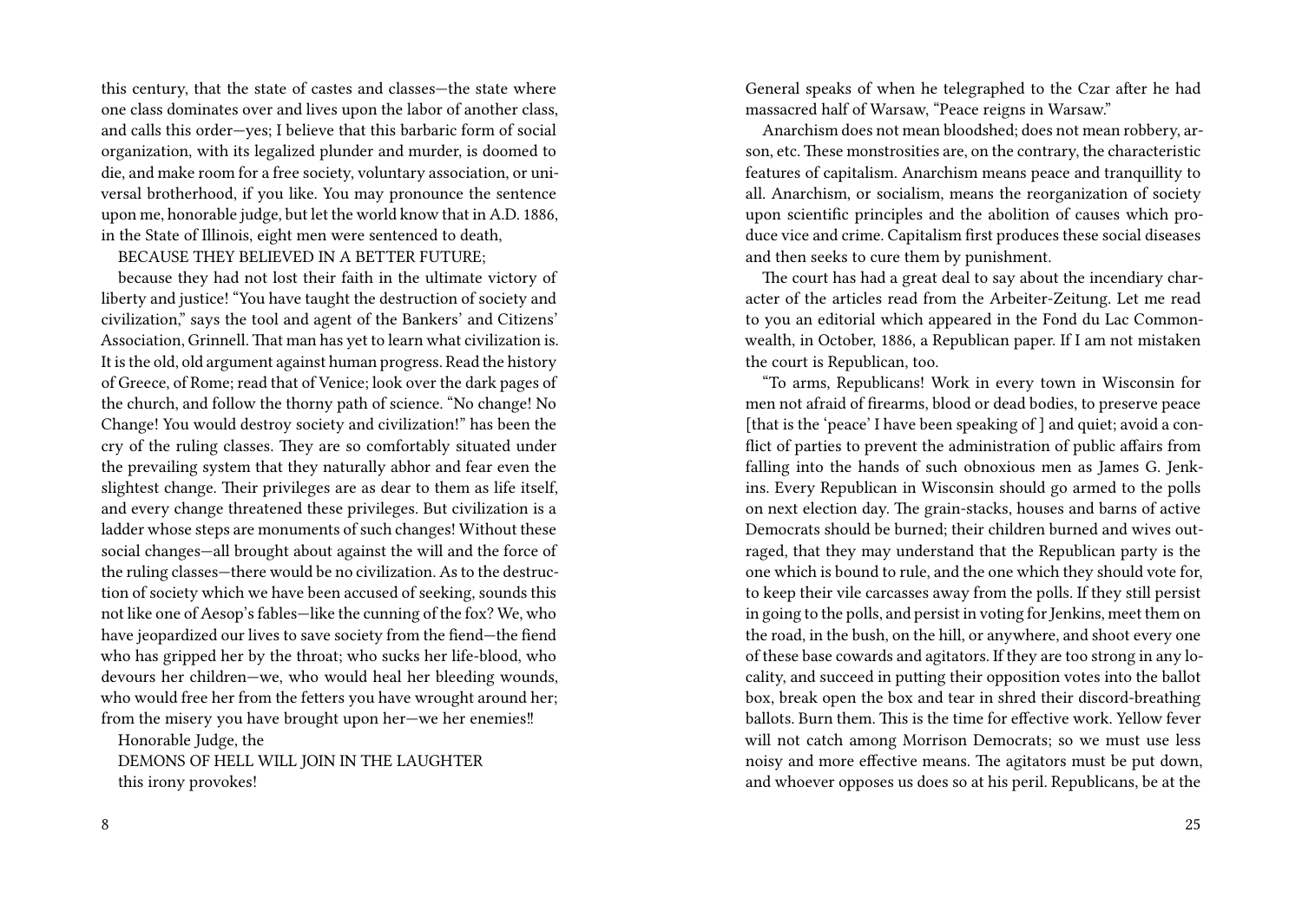this century, that the state of castes and classes—the state where one class dominates over and lives upon the labor of another class, and calls this order—yes; I believe that this barbaric form of social organization, with its legalized plunder and murder, is doomed to die, and make room for a free society, voluntary association, or universal brotherhood, if you like. You may pronounce the sentence upon me, honorable judge, but let the world know that in A.D. 1886, in the State of Illinois, eight men were sentenced to death,

BECAUSE THEY BELIEVED IN A BETTER FUTURE;

because they had not lost their faith in the ultimate victory of liberty and justice! "You have taught the destruction of society and civilization," says the tool and agent of the Bankers' and Citizens' Association, Grinnell. That man has yet to learn what civilization is. It is the old, old argument against human progress. Read the history of Greece, of Rome; read that of Venice; look over the dark pages of the church, and follow the thorny path of science. "No change! No Change! You would destroy society and civilization!" has been the cry of the ruling classes. They are so comfortably situated under the prevailing system that they naturally abhor and fear even the slightest change. Their privileges are as dear to them as life itself, and every change threatened these privileges. But civilization is a ladder whose steps are monuments of such changes! Without these social changes—all brought about against the will and the force of the ruling classes—there would be no civilization. As to the destruction of society which we have been accused of seeking, sounds this not like one of Aesop's fables—like the cunning of the fox? We, who have jeopardized our lives to save society from the fiend—the fiend who has gripped her by the throat; who sucks her life-blood, who devours her children—we, who would heal her bleeding wounds, who would free her from the fetters you have wrought around her; from the misery you have brought upon her—we her enemies!!

Honorable Judge, the

DEMONS OF HELL WILL JOIN IN THE LAUGHTER

this irony provokes!

General speaks of when he telegraphed to the Czar after he had massacred half of Warsaw, "Peace reigns in Warsaw."

Anarchism does not mean bloodshed; does not mean robbery, arson, etc. These monstrosities are, on the contrary, the characteristic features of capitalism. Anarchism means peace and tranquillity to all. Anarchism, or socialism, means the reorganization of society upon scientific principles and the abolition of causes which produce vice and crime. Capitalism first produces these social diseases and then seeks to cure them by punishment.

The court has had a great deal to say about the incendiary character of the articles read from the Arbeiter-Zeitung. Let me read to you an editorial which appeared in the Fond du Lac Commonwealth, in October, 1886, a Republican paper. If I am not mistaken the court is Republican, too.

"To arms, Republicans! Work in every town in Wisconsin for men not afraid of firearms, blood or dead bodies, to preserve peace [that is the 'peace' I have been speaking of ] and quiet; avoid a conflict of parties to prevent the administration of public affairs from falling into the hands of such obnoxious men as James G. Jenkins. Every Republican in Wisconsin should go armed to the polls on next election day. The grain-stacks, houses and barns of active Democrats should be burned; their children burned and wives outraged, that they may understand that the Republican party is the one which is bound to rule, and the one which they should vote for, to keep their vile carcasses away from the polls. If they still persist in going to the polls, and persist in voting for Jenkins, meet them on the road, in the bush, on the hill, or anywhere, and shoot every one of these base cowards and agitators. If they are too strong in any locality, and succeed in putting their opposition votes into the ballot box, break open the box and tear in shred their discord-breathing ballots. Burn them. This is the time for effective work. Yellow fever will not catch among Morrison Democrats; so we must use less noisy and more effective means. The agitators must be put down, and whoever opposes us does so at his peril. Republicans, be at the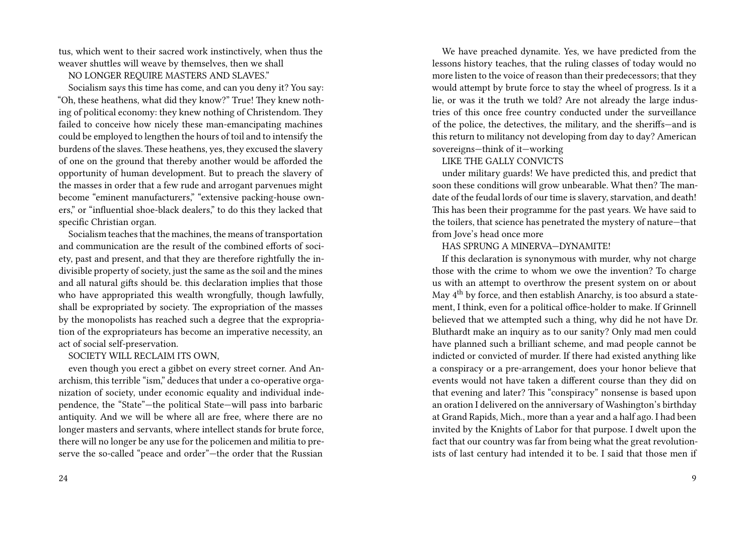tus, which went to their sacred work instinctively, when thus the weaver shuttles will weave by themselves, then we shall

NO LONGER REQUIRE MASTERS AND SLAVES."

Socialism says this time has come, and can you deny it? You say: "Oh, these heathens, what did they know?" True! They knew nothing of political economy: they knew nothing of Christendom. They failed to conceive how nicely these man-emancipating machines could be employed to lengthen the hours of toil and to intensify the burdens of the slaves. These heathens, yes, they excused the slavery of one on the ground that thereby another would be afforded the opportunity of human development. But to preach the slavery of the masses in order that a few rude and arrogant parvenues might become "eminent manufacturers," "extensive packing-house owners," or "influential shoe-black dealers," to do this they lacked that specific Christian organ.

Socialism teaches that the machines, the means of transportation and communication are the result of the combined efforts of society, past and present, and that they are therefore rightfully the indivisible property of society, just the same as the soil and the mines and all natural gifts should be. this declaration implies that those who have appropriated this wealth wrongfully, though lawfully, shall be expropriated by society. The expropriation of the masses by the monopolists has reached such a degree that the expropriation of the expropriateurs has become an imperative necessity, an act of social self-preservation.

SOCIETY WILL RECLAIM ITS OWN,

even though you erect a gibbet on every street corner. And Anarchism, this terrible "ism," deduces that under a co-operative organization of society, under economic equality and individual independence, the "State"—the political State—will pass into barbaric antiquity. And we will be where all are free, where there are no longer masters and servants, where intellect stands for brute force, there will no longer be any use for the policemen and militia to preserve the so-called "peace and order"—the order that the Russian

We have preached dynamite. Yes, we have predicted from the lessons history teaches, that the ruling classes of today would no more listen to the voice of reason than their predecessors; that they would attempt by brute force to stay the wheel of progress. Is it a lie, or was it the truth we told? Are not already the large industries of this once free country conducted under the surveillance of the police, the detectives, the military, and the sheriffs—and is this return to militancy not developing from day to day? American sovereigns—think of it—working

LIKE THE GALLY CONVICTS

under military guards! We have predicted this, and predict that soon these conditions will grow unbearable. What then? The mandate of the feudal lords of our time is slavery, starvation, and death! This has been their programme for the past years. We have said to the toilers, that science has penetrated the mystery of nature—that from Jove's head once more

HAS SPRUNG A MINERVA—DYNAMITE!

If this declaration is synonymous with murder, why not charge those with the crime to whom we owe the invention? To charge us with an attempt to overthrow the present system on or about May 4th by force, and then establish Anarchy, is too absurd a statement, I think, even for a political office-holder to make. If Grinnell believed that we attempted such a thing, why did he not have Dr. Bluthardt make an inquiry as to our sanity? Only mad men could have planned such a brilliant scheme, and mad people cannot be indicted or convicted of murder. If there had existed anything like a conspiracy or a pre-arrangement, does your honor believe that events would not have taken a different course than they did on that evening and later? This "conspiracy" nonsense is based upon an oration I delivered on the anniversary of Washington's birthday at Grand Rapids, Mich., more than a year and a half ago. I had been invited by the Knights of Labor for that purpose. I dwelt upon the fact that our country was far from being what the great revolutionists of last century had intended it to be. I said that those men if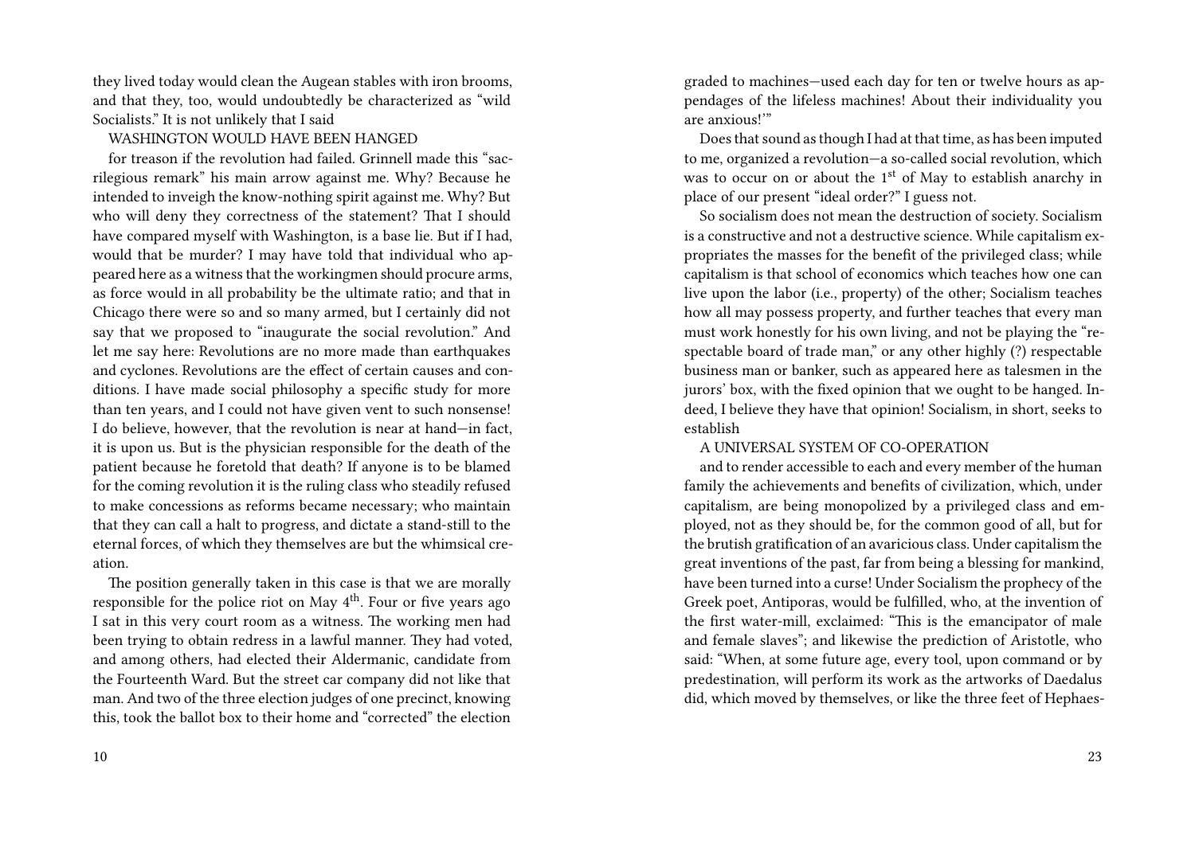they lived today would clean the Augean stables with iron brooms, and that they, too, would undoubtedly be characterized as "wild Socialists." It is not unlikely that I said

WASHINGTON WOULD HAVE BEEN HANGED

for treason if the revolution had failed. Grinnell made this "sacrilegious remark" his main arrow against me. Why? Because he intended to inveigh the know-nothing spirit against me. Why? But who will deny they correctness of the statement? That I should have compared myself with Washington, is a base lie. But if I had, would that be murder? I may have told that individual who appeared here as a witness that the workingmen should procure arms, as force would in all probability be the ultimate ratio; and that in Chicago there were so and so many armed, but I certainly did not say that we proposed to "inaugurate the social revolution." And let me say here: Revolutions are no more made than earthquakes and cyclones. Revolutions are the effect of certain causes and conditions. I have made social philosophy a specific study for more than ten years, and I could not have given vent to such nonsense! I do believe, however, that the revolution is near at hand—in fact, it is upon us. But is the physician responsible for the death of the patient because he foretold that death? If anyone is to be blamed for the coming revolution it is the ruling class who steadily refused to make concessions as reforms became necessary; who maintain that they can call a halt to progress, and dictate a stand-still to the eternal forces, of which they themselves are but the whimsical creation.

The position generally taken in this case is that we are morally responsible for the police riot on May 4th. Four or five years ago I sat in this very court room as a witness. The working men had been trying to obtain redress in a lawful manner. They had voted, and among others, had elected their Aldermanic, candidate from the Fourteenth Ward. But the street car company did not like that man. And two of the three election judges of one precinct, knowing this, took the ballot box to their home and "corrected" the election

graded to machines—used each day for ten or twelve hours as appendages of the lifeless machines! About their individuality you are anxious!'"

Does that sound as though I had at that time, as has been imputed to me, organized a revolution—a so-called social revolution, which was to occur on or about the 1st of May to establish anarchy in place of our present "ideal order?" I guess not.

So socialism does not mean the destruction of society. Socialism is a constructive and not a destructive science. While capitalism expropriates the masses for the benefit of the privileged class; while capitalism is that school of economics which teaches how one can live upon the labor (i.e., property) of the other; Socialism teaches how all may possess property, and further teaches that every man must work honestly for his own living, and not be playing the "respectable board of trade man," or any other highly (?) respectable business man or banker, such as appeared here as talesmen in the jurors' box, with the fixed opinion that we ought to be hanged. Indeed, I believe they have that opinion! Socialism, in short, seeks to establish

A UNIVERSAL SYSTEM OF CO-OPERATION

and to render accessible to each and every member of the human family the achievements and benefits of civilization, which, under capitalism, are being monopolized by a privileged class and employed, not as they should be, for the common good of all, but for the brutish gratification of an avaricious class. Under capitalism the great inventions of the past, far from being a blessing for mankind, have been turned into a curse! Under Socialism the prophecy of the Greek poet, Antiporas, would be fulfilled, who, at the invention of the first water-mill, exclaimed: "This is the emancipator of male and female slaves"; and likewise the prediction of Aristotle, who said: "When, at some future age, every tool, upon command or by predestination, will perform its work as the artworks of Daedalus did, which moved by themselves, or like the three feet of Hephaes-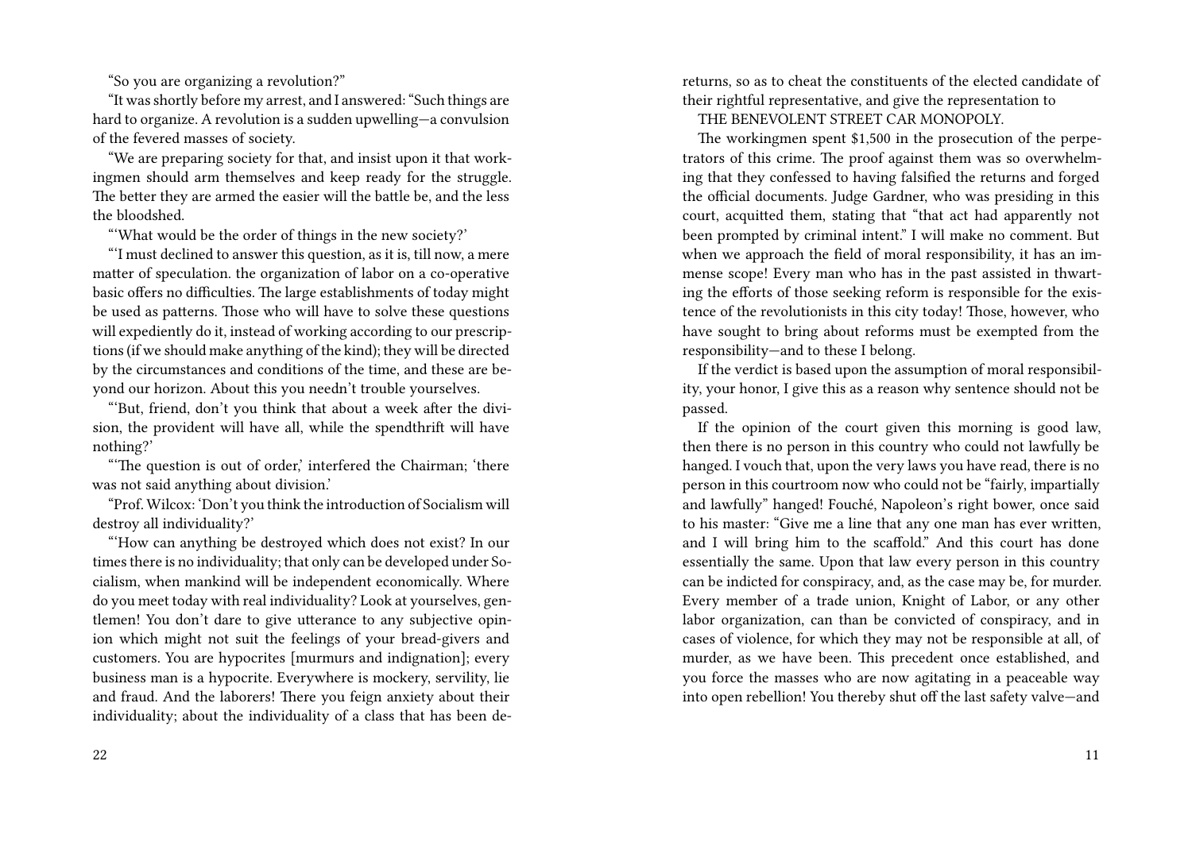"So you are organizing a revolution?"

"It was shortly before my arrest, and I answered: "Such things are hard to organize. A revolution is a sudden upwelling—a convulsion of the fevered masses of society.

"We are preparing society for that, and insist upon it that workingmen should arm themselves and keep ready for the struggle. The better they are armed the easier will the battle be, and the less the bloodshed.

"'What would be the order of things in the new society?'

"'I must declined to answer this question, as it is, till now, a mere matter of speculation. the organization of labor on a co-operative basic offers no difficulties. The large establishments of today might be used as patterns. Those who will have to solve these questions will expediently do it, instead of working according to our prescriptions (if we should make anything of the kind); they will be directed by the circumstances and conditions of the time, and these are beyond our horizon. About this you needn't trouble yourselves.

"'But, friend, don't you think that about a week after the division, the provident will have all, while the spendthrift will have nothing?'

"'The question is out of order,' interfered the Chairman; 'there was not said anything about division.'

"Prof. Wilcox: 'Don't you think the introduction of Socialism will destroy all individuality?'

"'How can anything be destroyed which does not exist? In our times there is no individuality; that only can be developed under Socialism, when mankind will be independent economically. Where do you meet today with real individuality? Look at yourselves, gentlemen! You don't dare to give utterance to any subjective opinion which might not suit the feelings of your bread-givers and customers. You are hypocrites [murmurs and indignation]; every business man is a hypocrite. Everywhere is mockery, servility, lie and fraud. And the laborers! There you feign anxiety about their individuality; about the individuality of a class that has been de-

returns, so as to cheat the constituents of the elected candidate of their rightful representative, and give the representation to

THE BENEVOLENT STREET CAR MONOPOLY.

The workingmen spent $1,500 in the prosecution of the perpetrators of this crime. The proof against them was so overwhelming that they confessed to having falsified the returns and forged the official documents. Judge Gardner, who was presiding in this court, acquitted them, stating that "that act had apparently not been prompted by criminal intent." I will make no comment. But when we approach the field of moral responsibility, it has an immense scope! Every man who has in the past assisted in thwarting the efforts of those seeking reform is responsible for the existence of the revolutionists in this city today! Those, however, who have sought to bring about reforms must be exempted from the responsibility—and to these I belong.

If the verdict is based upon the assumption of moral responsibility, your honor, I give this as a reason why sentence should not be passed.

If the opinion of the court given this morning is good law, then there is no person in this country who could not lawfully be hanged. I vouch that, upon the very laws you have read, there is no person in this courtroom now who could not be "fairly, impartially and lawfully" hanged! Fouché, Napoleon's right bower, once said to his master: "Give me a line that any one man has ever written, and I will bring him to the scaffold." And this court has done essentially the same. Upon that law every person in this country can be indicted for conspiracy, and, as the case may be, for murder. Every member of a trade union, Knight of Labor, or any other labor organization, can than be convicted of conspiracy, and in cases of violence, for which they may not be responsible at all, of murder, as we have been. This precedent once established, and you force the masses who are now agitating in a peaceable way into open rebellion! You thereby shut off the last safety valve—and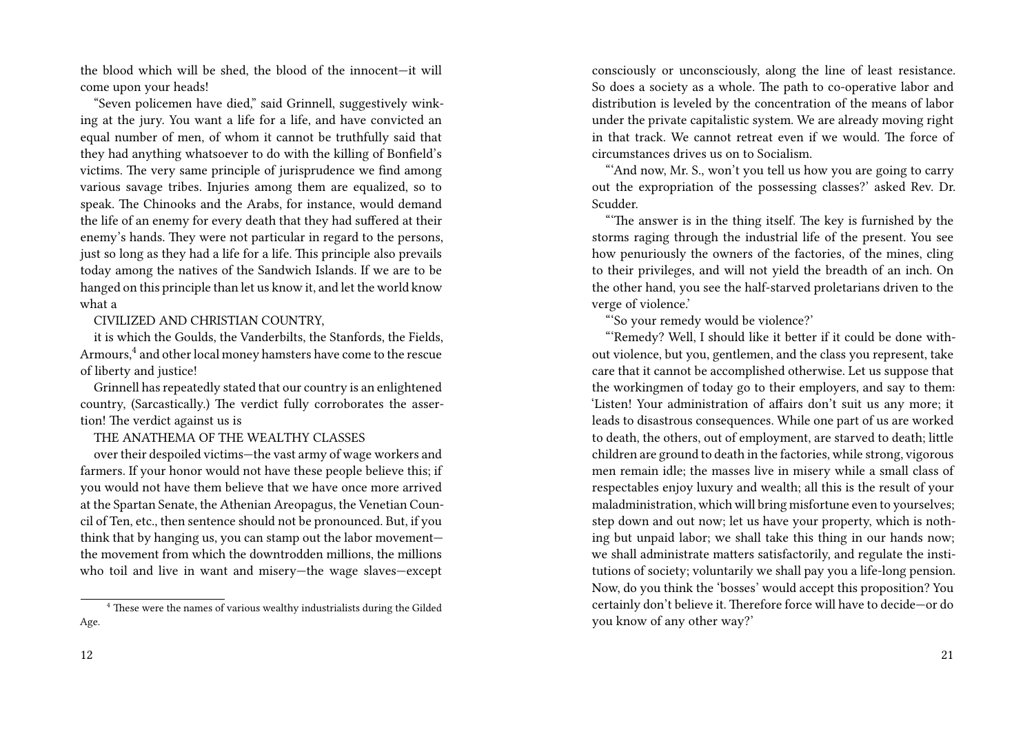the blood which will be shed, the blood of the innocent—it will come upon your heads!

"Seven policemen have died," said Grinnell, suggestively winking at the jury. You want a life for a life, and have convicted an equal number of men, of whom it cannot be truthfully said that they had anything whatsoever to do with the killing of Bonfield's victims. The very same principle of jurisprudence we find among various savage tribes. Injuries among them are equalized, so to speak. The Chinooks and the Arabs, for instance, would demand the life of an enemy for every death that they had suffered at their enemy's hands. They were not particular in regard to the persons, just so long as they had a life for a life. This principle also prevails today among the natives of the Sandwich Islands. If we are to be hanged on this principle than let us know it, and let the world know what a

CIVILIZED AND CHRISTIAN COUNTRY,

it is which the Goulds, the Vanderbilts, the Stanfords, the Fields, Armours,[4] and other local money hamsters have come to the rescue of liberty and justice!

Grinnell has repeatedly stated that our country is an enlightened country, (Sarcastically.) The verdict fully corroborates the assertion! The verdict against us is

THE ANATHEMA OF THE WEALTHY CLASSES

over their despoiled victims—the vast army of wage workers and farmers. If your honor would not have these people believe this; if you would not have them believe that we have once more arrived at the Spartan Senate, the Athenian Areopagus, the Venetian Council of Ten, etc., then sentence should not be pronounced. But, if you think that by hanging us, you can stamp out the labor movement—the movement from which the downtrodden millions, the millions who toil and live in want and misery—the wage slaves—except

[4] These were the names of various wealthy industrialists during the Gilded Age.

consciously or unconsciously, along the line of least resistance. So does a society as a whole. The path to co-operative labor and distribution is leveled by the concentration of the means of labor under the private capitalistic system. We are already moving right in that track. We cannot retreat even if we would. The force of circumstances drives us on to Socialism.

"'And now, Mr. S., won't you tell us how you are going to carry out the expropriation of the possessing classes?' asked Rev. Dr. Scudder.

"'The answer is in the thing itself. The key is furnished by the storms raging through the industrial life of the present. You see how penuriously the owners of the factories, of the mines, cling to their privileges, and will not yield the breadth of an inch. On the other hand, you see the half-starved proletarians driven to the verge of violence.'

"'So your remedy would be violence?'

"'Remedy? Well, I should like it better if it could be done without violence, but you, gentlemen, and the class you represent, take care that it cannot be accomplished otherwise. Let us suppose that the workingmen of today go to their employers, and say to them: 'Listen! Your administration of affairs don't suit us any more; it leads to disastrous consequences. While one part of us are worked to death, the others, out of employment, are starved to death; little children are ground to death in the factories, while strong, vigorous men remain idle; the masses live in misery while a small class of respectables enjoy luxury and wealth; all this is the result of your maladministration, which will bring misfortune even to yourselves; step down and out now; let us have your property, which is nothing but unpaid labor; we shall take this thing in our hands now; we shall administrate matters satisfactorily, and regulate the institutions of society; voluntarily we shall pay you a life-long pension. Now, do you think the 'bosses' would accept this proposition? You certainly don't believe it. Therefore force will have to decide—or do you know of any other way?'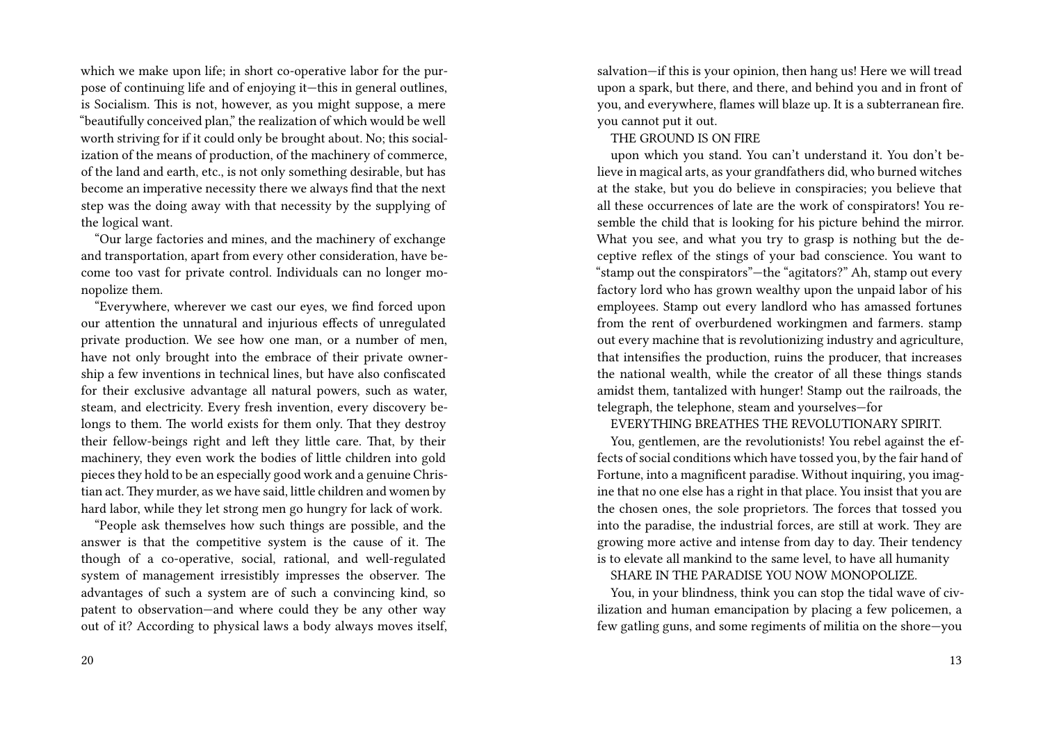which we make upon life; in short co-operative labor for the purpose of continuing life and of enjoying it—this in general outlines, is Socialism. This is not, however, as you might suppose, a mere "beautifully conceived plan," the realization of which would be well worth striving for if it could only be brought about. No; this socialization of the means of production, of the machinery of commerce, of the land and earth, etc., is not only something desirable, but has become an imperative necessity there we always find that the next step was the doing away with that necessity by the supplying of the logical want.

"Our large factories and mines, and the machinery of exchange and transportation, apart from every other consideration, have become too vast for private control. Individuals can no longer monopolize them.

"Everywhere, wherever we cast our eyes, we find forced upon our attention the unnatural and injurious effects of unregulated private production. We see how one man, or a number of men, have not only brought into the embrace of their private ownership a few inventions in technical lines, but have also confiscated for their exclusive advantage all natural powers, such as water, steam, and electricity. Every fresh invention, every discovery belongs to them. The world exists for them only. That they destroy their fellow-beings right and left they little care. That, by their machinery, they even work the bodies of little children into gold pieces they hold to be an especially good work and a genuine Christian act. They murder, as we have said, little children and women by hard labor, while they let strong men go hungry for lack of work.

"People ask themselves how such things are possible, and the answer is that the competitive system is the cause of it. The though of a co-operative, social, rational, and well-regulated system of management irresistibly impresses the observer. The advantages of such a system are of such a convincing kind, so patent to observation—and where could they be any other way out of it? According to physical laws a body always moves itself,

salvation—if this is your opinion, then hang us! Here we will tread upon a spark, but there, and there, and behind you and in front of you, and everywhere, flames will blaze up. It is a subterranean fire. you cannot put it out.

THE GROUND IS ON FIRE

upon which you stand. You can't understand it. You don't believe in magical arts, as your grandfathers did, who burned witches at the stake, but you do believe in conspiracies; you believe that all these occurrences of late are the work of conspirators! You resemble the child that is looking for his picture behind the mirror. What you see, and what you try to grasp is nothing but the deceptive reflex of the stings of your bad conscience. You want to "stamp out the conspirators"—the "agitators?" Ah, stamp out every factory lord who has grown wealthy upon the unpaid labor of his employees. Stamp out every landlord who has amassed fortunes from the rent of overburdened workingmen and farmers. stamp out every machine that is revolutionizing industry and agriculture, that intensifies the production, ruins the producer, that increases the national wealth, while the creator of all these things stands amidst them, tantalized with hunger! Stamp out the railroads, the telegraph, the telephone, steam and yourselves—for

EVERYTHING BREATHES THE REVOLUTIONARY SPIRIT.

You, gentlemen, are the revolutionists! You rebel against the effects of social conditions which have tossed you, by the fair hand of Fortune, into a magnificent paradise. Without inquiring, you imagine that no one else has a right in that place. You insist that you are the chosen ones, the sole proprietors. The forces that tossed you into the paradise, the industrial forces, are still at work. They are growing more active and intense from day to day. Their tendency is to elevate all mankind to the same level, to have all humanity

SHARE IN THE PARADISE YOU NOW MONOPOLIZE.

You, in your blindness, think you can stop the tidal wave of civilization and human emancipation by placing a few policemen, a few gatling guns, and some regiments of militia on the shore—you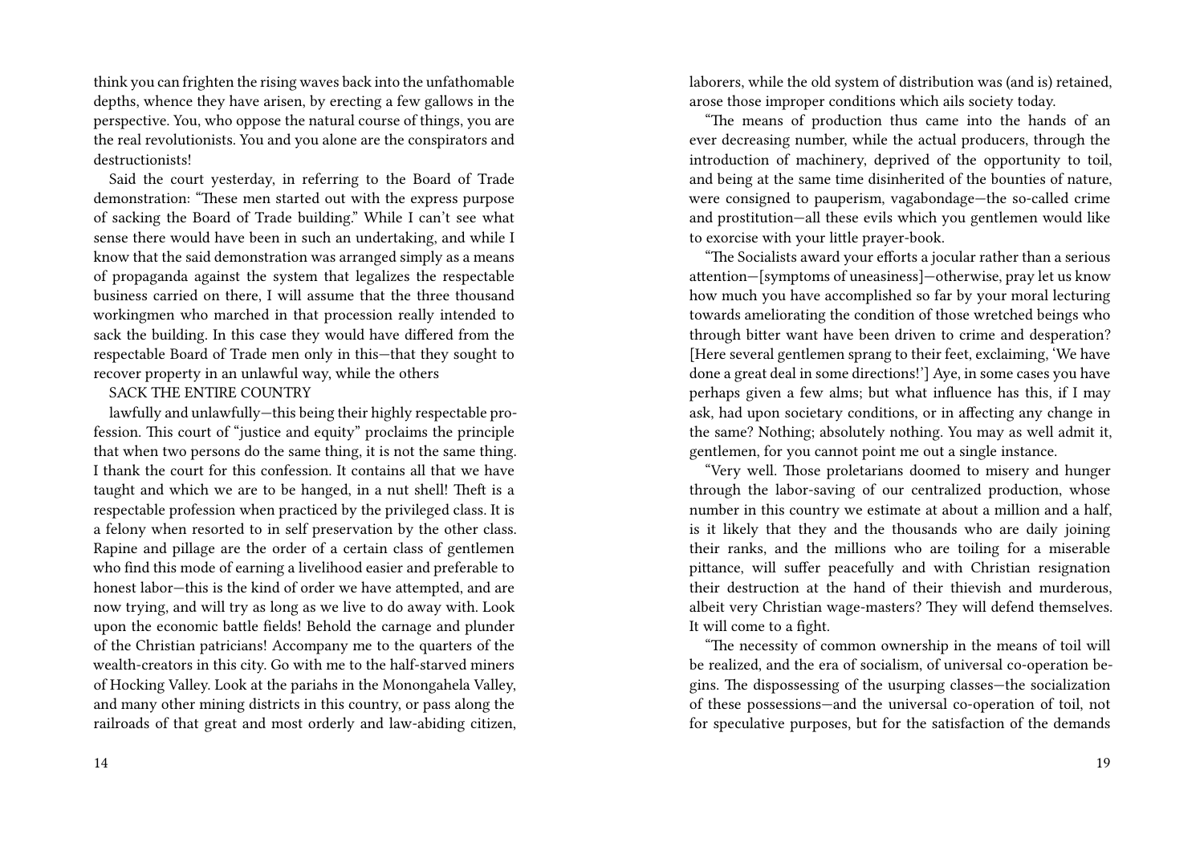think you can frighten the rising waves back into the unfathomable depths, whence they have arisen, by erecting a few gallows in the perspective. You, who oppose the natural course of things, you are the real revolutionists. You and you alone are the conspirators and destructionists!

Said the court yesterday, in referring to the Board of Trade demonstration: "These men started out with the express purpose of sacking the Board of Trade building." While I can't see what sense there would have been in such an undertaking, and while I know that the said demonstration was arranged simply as a means of propaganda against the system that legalizes the respectable business carried on there, I will assume that the three thousand workingmen who marched in that procession really intended to sack the building. In this case they would have differed from the respectable Board of Trade men only in this—that they sought to recover property in an unlawful way, while the others

SACK THE ENTIRE COUNTRY

lawfully and unlawfully—this being their highly respectable profession. This court of "justice and equity" proclaims the principle that when two persons do the same thing, it is not the same thing. I thank the court for this confession. It contains all that we have taught and which we are to be hanged, in a nut shell! Theft is a respectable profession when practiced by the privileged class. It is a felony when resorted to in self preservation by the other class. Rapine and pillage are the order of a certain class of gentlemen who find this mode of earning a livelihood easier and preferable to honest labor—this is the kind of order we have attempted, and are now trying, and will try as long as we live to do away with. Look upon the economic battle fields! Behold the carnage and plunder of the Christian patricians! Accompany me to the quarters of the wealth-creators in this city. Go with me to the half-starved miners of Hocking Valley. Look at the pariahs in the Monongahela Valley, and many other mining districts in this country, or pass along the railroads of that great and most orderly and law-abiding citizen,

laborers, while the old system of distribution was (and is) retained, arose those improper conditions which ails society today.

"The means of production thus came into the hands of an ever decreasing number, while the actual producers, through the introduction of machinery, deprived of the opportunity to toil, and being at the same time disinherited of the bounties of nature, were consigned to pauperism, vagabondage—the so-called crime and prostitution—all these evils which you gentlemen would like to exorcise with your little prayer-book.

"The Socialists award your efforts a jocular rather than a serious attention—[symptoms of uneasiness]—otherwise, pray let us know how much you have accomplished so far by your moral lecturing towards ameliorating the condition of those wretched beings who through bitter want have been driven to crime and desperation? [Here several gentlemen sprang to their feet, exclaiming, 'We have done a great deal in some directions!'] Aye, in some cases you have perhaps given a few alms; but what influence has this, if I may ask, had upon societary conditions, or in affecting any change in the same? Nothing; absolutely nothing. You may as well admit it, gentlemen, for you cannot point me out a single instance.

"Very well. Those proletarians doomed to misery and hunger through the labor-saving of our centralized production, whose number in this country we estimate at about a million and a half, is it likely that they and the thousands who are daily joining their ranks, and the millions who are toiling for a miserable pittance, will suffer peacefully and with Christian resignation their destruction at the hand of their thievish and murderous, albeit very Christian wage-masters? They will defend themselves. It will come to a fight.

"The necessity of common ownership in the means of toil will be realized, and the era of socialism, of universal co-operation begins. The dispossessing of the usurping classes—the socialization of these possessions—and the universal co-operation of toil, not for speculative purposes, but for the satisfaction of the demands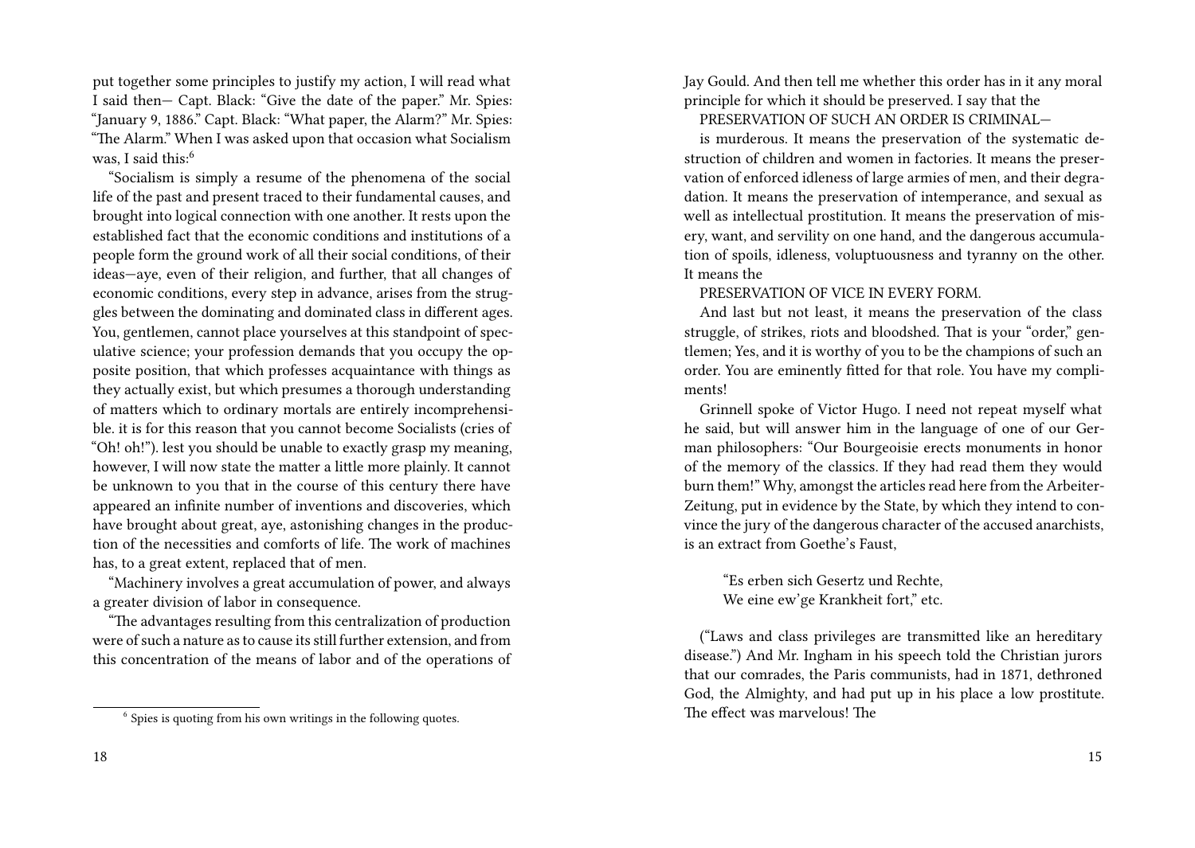put together some principles to justify my action, I will read what I said then— Capt. Black: "Give the date of the paper." Mr. Spies: "January 9, 1886." Capt. Black: "What paper, the Alarm?" Mr. Spies: "The Alarm." When I was asked upon that occasion what Socialism was, I said this:[6]

"Socialism is simply a resume of the phenomena of the social life of the past and present traced to their fundamental causes, and brought into logical connection with one another. It rests upon the established fact that the economic conditions and institutions of a people form the ground work of all their social conditions, of their ideas—aye, even of their religion, and further, that all changes of economic conditions, every step in advance, arises from the struggles between the dominating and dominated class in different ages. You, gentlemen, cannot place yourselves at this standpoint of speculative science; your profession demands that you occupy the opposite position, that which professes acquaintance with things as they actually exist, but which presumes a thorough understanding of matters which to ordinary mortals are entirely incomprehensible. it is for this reason that you cannot become Socialists (cries of "Oh! oh!"). lest you should be unable to exactly grasp my meaning, however, I will now state the matter a little more plainly. It cannot be unknown to you that in the course of this century there have appeared an infinite number of inventions and discoveries, which have brought about great, aye, astonishing changes in the production of the necessities and comforts of life. The work of machines has, to a great extent, replaced that of men.

"Machinery involves a great accumulation of power, and always a greater division of labor in consequence.

"The advantages resulting from this centralization of production were of such a nature as to cause its still further extension, and from this concentration of the means of labor and of the operations of

[6] Spies is quoting from his own writings in the following quotes.

Jay Gould. And then tell me whether this order has in it any moral principle for which it should be preserved. I say that the

PRESERVATION OF SUCH AN ORDER IS CRIMINAL—

is murderous. It means the preservation of the systematic destruction of children and women in factories. It means the preservation of enforced idleness of large armies of men, and their degradation. It means the preservation of intemperance, and sexual as well as intellectual prostitution. It means the preservation of misery, want, and servility on one hand, and the dangerous accumulation of spoils, idleness, voluptuousness and tyranny on the other. It means the

PRESERVATION OF VICE IN EVERY FORM.

And last but not least, it means the preservation of the class struggle, of strikes, riots and bloodshed. That is your "order," gentlemen; Yes, and it is worthy of you to be the champions of such an order. You are eminently fitted for that role. You have my compliments!

Grinnell spoke of Victor Hugo. I need not repeat myself what he said, but will answer him in the language of one of our German philosophers: "Our Bourgeoisie erects monuments in honor of the memory of the classics. If they had read them they would burn them!" Why, amongst the articles read here from the Arbeiter-Zeitung, put in evidence by the State, by which they intend to convince the jury of the dangerous character of the accused anarchists, is an extract from Goethe's Faust,

> "Es erben sich Gesertz und Rechte,
> We eine ew'ge Krankheit fort," etc.

("Laws and class privileges are transmitted like an hereditary disease.") And Mr. Ingham in his speech told the Christian jurors that our comrades, the Paris communists, had in 1871, dethroned God, the Almighty, and had put up in his place a low prostitute. The effect was marvelous! The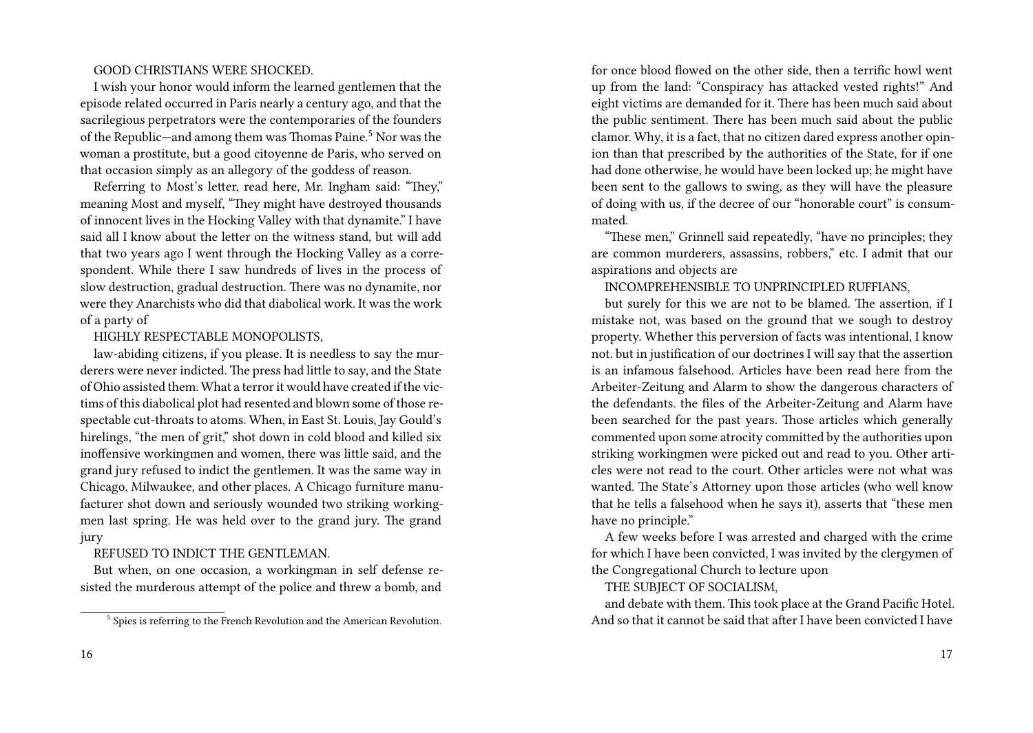GOOD CHRISTIANS WERE SHOCKED.

I wish your honor would inform the learned gentlemen that the episode related occurred in Paris nearly a century ago, and that the sacrilegious perpetrators were the contemporaries of the founders of the Republic—and among them was Thomas Paine.[5] Nor was the woman a prostitute, but a good citoyenne de Paris, who served on that occasion simply as an allegory of the goddess of reason.

Referring to Most's letter, read here, Mr. Ingham said: "They," meaning Most and myself, "They might have destroyed thousands of innocent lives in the Hocking Valley with that dynamite." I have said all I know about the letter on the witness stand, but will add that two years ago I went through the Hocking Valley as a correspondent. While there I saw hundreds of lives in the process of slow destruction, gradual destruction. There was no dynamite, nor were they Anarchists who did that diabolical work. It was the work of a party of

HIGHLY RESPECTABLE MONOPOLISTS,

law-abiding citizens, if you please. It is needless to say the murderers were never indicted. The press had little to say, and the State of Ohio assisted them. What a terror it would have created if the victims of this diabolical plot had resented and blown some of those respectable cut-throats to atoms. When, in East St. Louis, Jay Gould's hirelings, "the men of grit," shot down in cold blood and killed six inoffensive workingmen and women, there was little said, and the grand jury refused to indict the gentlemen. It was the same way in Chicago, Milwaukee, and other places. A Chicago furniture manufacturer shot down and seriously wounded two striking workingmen last spring. He was held over to the grand jury. The grand jury

REFUSED TO INDICT THE GENTLEMAN.

But when, on one occasion, a workingman in self defense resisted the murderous attempt of the police and threw a bomb, and for once blood flowed on the other side, then a terrific howl went up from the land: "Conspiracy has attacked vested rights!" And eight victims are demanded for it. There has been much said about the public sentiment. There has been much said about the public clamor. Why, it is a fact, that no citizen dared express another opinion than that prescribed by the authorities of the State, for if one had done otherwise, he would have been locked up; he might have been sent to the gallows to swing, as they will have the pleasure of doing with us, if the decree of our "honorable court" is consummated.

"These men," Grinnell said repeatedly, "have no principles; they are common murderers, assassins, robbers," etc. I admit that our aspirations and objects are

INCOMPREHENSIBLE TO UNPRINCIPLED RUFFIANS,

but surely for this we are not to be blamed. The assertion, if I mistake not, was based on the ground that we sough to destroy property. Whether this perversion of facts was intentional, I know not. but in justification of our doctrines I will say that the assertion is an infamous falsehood. Articles have been read here from the Arbeiter-Zeitung and Alarm to show the dangerous characters of the defendants. the files of the Arbeiter-Zeitung and Alarm have been searched for the past years. Those articles which generally commented upon some atrocity committed by the authorities upon striking workingmen were picked out and read to you. Other articles were not read to the court. Other articles were not what was wanted. The State's Attorney upon those articles (who well know that he tells a falsehood when he says it), asserts that "these men have no principle."

A few weeks before I was arrested and charged with the crime for which I have been convicted, I was invited by the clergymen of the Congregational Church to lecture upon

THE SUBJECT OF SOCIALISM,

and debate with them. This took place at the Grand Pacific Hotel. And so that it cannot be said that after I have been convicted I have

[5] Spies is referring to the French Revolution and the American Revolution.